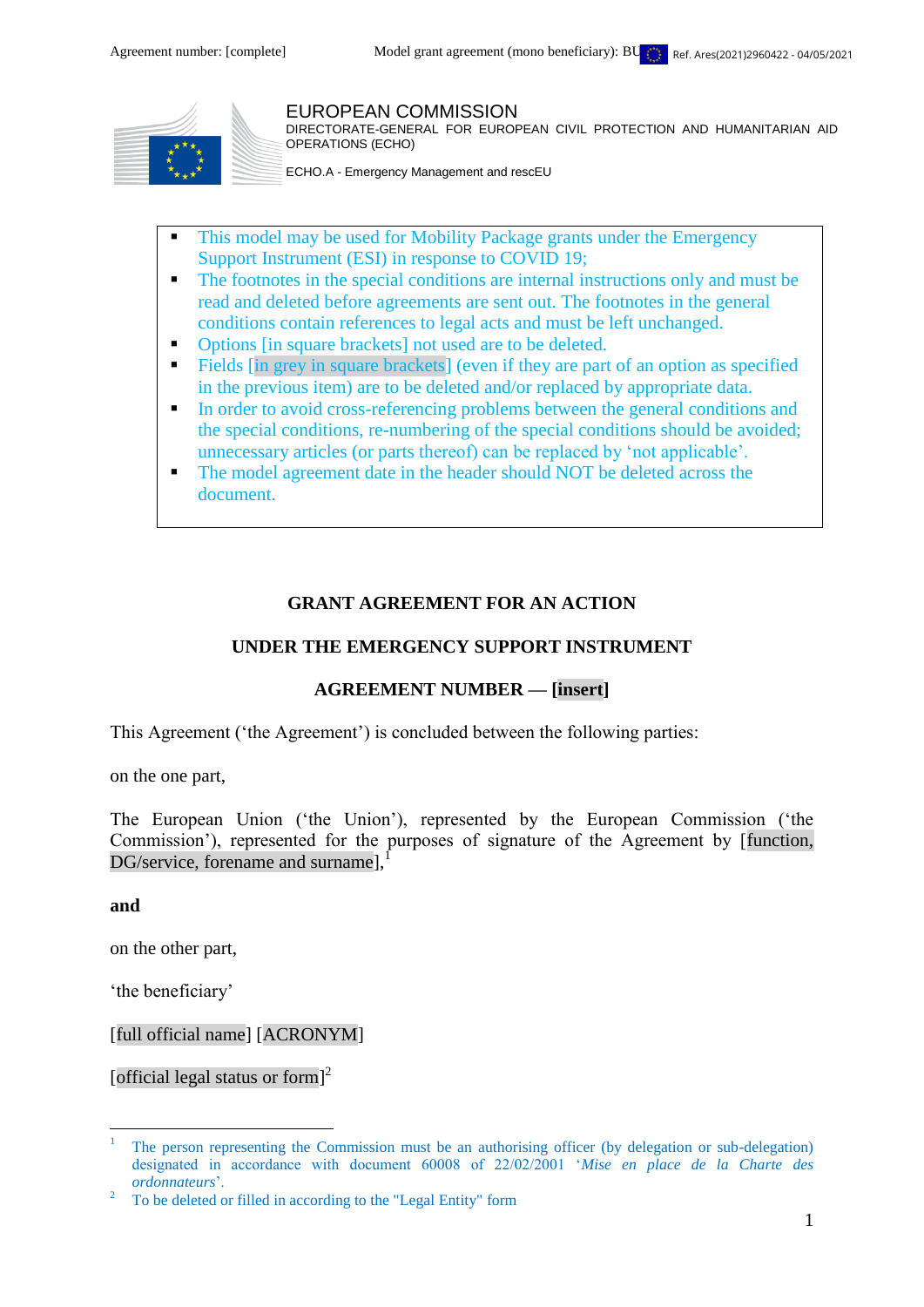EUROPEAN COMMISSION
DIRECTORATE-GENERAL FOR EUROPEAN CIVIL PROTECTION AND HUMANITARIAN AID OPERATIONS (ECHO)

ECHO.A - Emergency Management and rescEU

- This model may be used for Mobility Package grants under the Emergency Support Instrument (ESI) in response to COVID 19;
- The footnotes in the special conditions are internal instructions only and must be read and deleted before agreements are sent out. The footnotes in the general conditions contain references to legal acts and must be left unchanged.
- Options [in square brackets] not used are to be deleted.
- Fields [in grey in square brackets] (even if they are part of an option as specified in the previous item) are to be deleted and/or replaced by appropriate data.
- In order to avoid cross-referencing problems between the general conditions and the special conditions, re-numbering of the special conditions should be avoided; unnecessary articles (or parts thereof) can be replaced by 'not applicable'.
- The model agreement date in the header should NOT be deleted across the document.

**GRANT AGREEMENT FOR AN ACTION**

**UNDER THE EMERGENCY SUPPORT INSTRUMENT**

**AGREEMENT NUMBER — [insert]**

This Agreement ('the Agreement') is concluded between the following parties:

on the one part,

The European Union ('the Union'), represented by the European Commission ('the Commission'), represented for the purposes of signature of the Agreement by [function, DG/service, forename and surname],[1]

**and**

on the other part,

'the beneficiary'

[full official name] [ACRONYM]

[official legal status or form][2]

---

[1] The person representing the Commission must be an authorising officer (by delegation or sub-delegation) designated in accordance with document 60008 of 22/02/2001 '*Mise en place de la Charte des ordonnateurs*'.

[2] To be deleted or filled in according to the "Legal Entity" form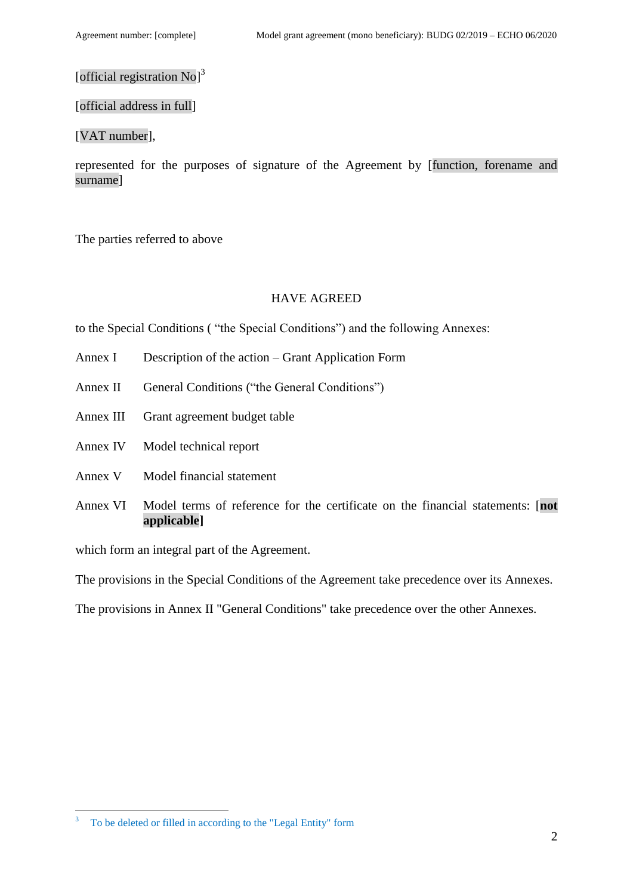[official registration No][3]

[official address in full]

[VAT number],

represented for the purposes of signature of the Agreement by [function, forename and surname]

The parties referred to above

HAVE AGREED

to the Special Conditions ( “the Special Conditions”) and the following Annexes:

Annex I Description of the action – Grant Application Form

Annex II General Conditions (“the General Conditions”)

Annex III Grant agreement budget table

Annex IV Model technical report

Annex V Model financial statement

Annex VI Model terms of reference for the certificate on the financial statements: [**not applicable**]

which form an integral part of the Agreement.

The provisions in the Special Conditions of the Agreement take precedence over its Annexes.

The provisions in Annex II "General Conditions" take precedence over the other Annexes.

[3] To be deleted or filled in according to the "Legal Entity" form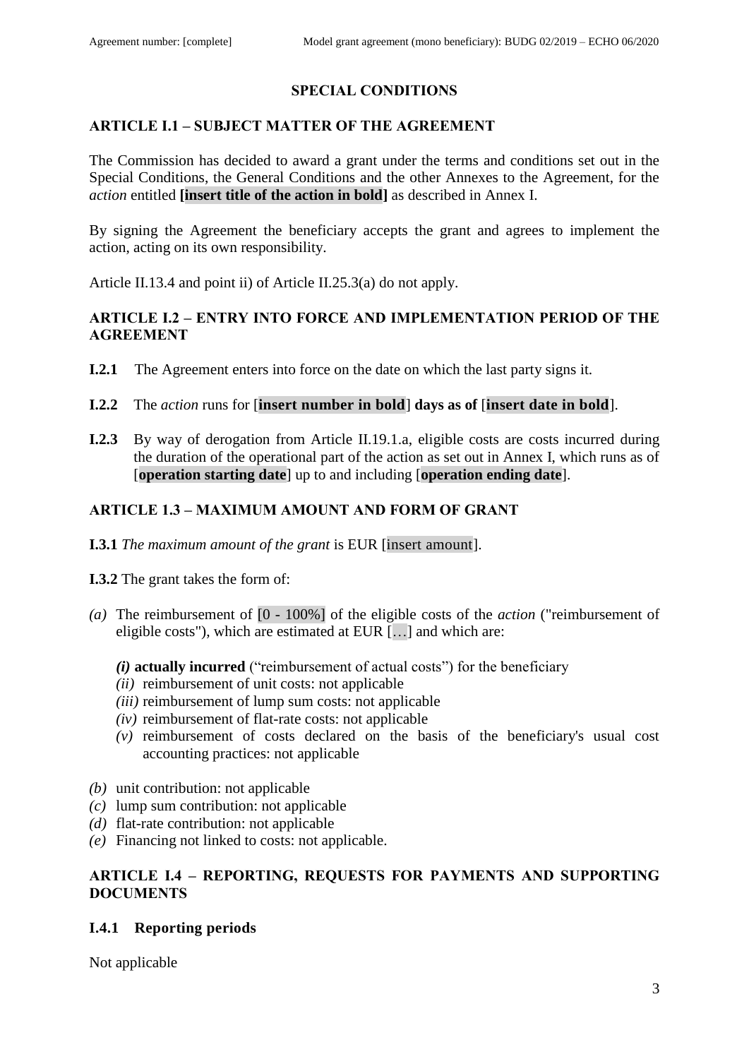## SPECIAL CONDITIONS

### ARTICLE I.1 – SUBJECT MATTER OF THE AGREEMENT

The Commission has decided to award a grant under the terms and conditions set out in the Special Conditions, the General Conditions and the other Annexes to the Agreement, for the *action* entitled **[insert title of the action in bold]** as described in Annex I.

By signing the Agreement the beneficiary accepts the grant and agrees to implement the action, acting on its own responsibility.

Article II.13.4 and point ii) of Article II.25.3(a) do not apply.

### ARTICLE I.2 – ENTRY INTO FORCE AND IMPLEMENTATION PERIOD OF THE AGREEMENT

**I.2.1** The Agreement enters into force on the date on which the last party signs it.

**I.2.2** The *action* runs for [**insert number in bold**] **days as of** [**insert date in bold**].

**I.2.3** By way of derogation from Article II.19.1.a, eligible costs are costs incurred during the duration of the operational part of the action as set out in Annex I, which runs as of [**operation starting date**] up to and including [**operation ending date**].

### ARTICLE 1.3 – MAXIMUM AMOUNT AND FORM OF GRANT

**I.3.1** *The maximum amount of the grant* is EUR [insert amount].

**I.3.2** The grant takes the form of:

*(a)* The reimbursement of [0 - 100%] of the eligible costs of the *action* ("reimbursement of eligible costs"), which are estimated at EUR […] and which are:

   ***(i)*** **actually incurred** ("reimbursement of actual costs") for the beneficiary
   *(ii)* reimbursement of unit costs: not applicable
   *(iii)* reimbursement of lump sum costs: not applicable
   *(iv)* reimbursement of flat-rate costs: not applicable
   *(v)* reimbursement of costs declared on the basis of the beneficiary's usual cost accounting practices: not applicable

*(b)* unit contribution: not applicable
*(c)* lump sum contribution: not applicable
*(d)* flat-rate contribution: not applicable
*(e)* Financing not linked to costs: not applicable.

### ARTICLE I.4 – REPORTING, REQUESTS FOR PAYMENTS AND SUPPORTING DOCUMENTS

#### I.4.1 Reporting periods

Not applicable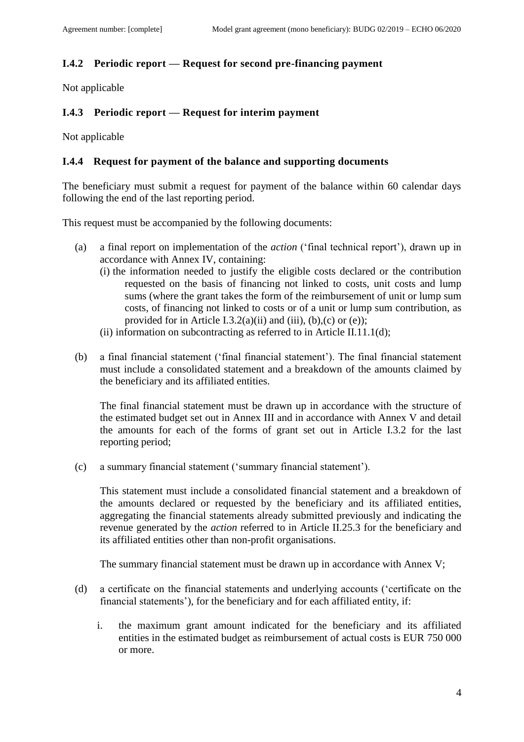### I.4.2 Periodic report — Request for second pre-financing payment

Not applicable

### I.4.3 Periodic report — Request for interim payment

Not applicable

### I.4.4 Request for payment of the balance and supporting documents

The beneficiary must submit a request for payment of the balance within 60 calendar days following the end of the last reporting period.

This request must be accompanied by the following documents:

(a) a final report on implementation of the *action* ('final technical report'), drawn up in accordance with Annex IV, containing:

(i) the information needed to justify the eligible costs declared or the contribution requested on the basis of financing not linked to costs, unit costs and lump sums (where the grant takes the form of the reimbursement of unit or lump sum costs, of financing not linked to costs or of a unit or lump sum contribution, as provided for in Article I.3.2(a)(ii) and (iii), (b),(c) or (e));

(ii) information on subcontracting as referred to in Article II.11.1(d);

(b) a final financial statement ('final financial statement'). The final financial statement must include a consolidated statement and a breakdown of the amounts claimed by the beneficiary and its affiliated entities.

The final financial statement must be drawn up in accordance with the structure of the estimated budget set out in Annex III and in accordance with Annex V and detail the amounts for each of the forms of grant set out in Article I.3.2 for the last reporting period;

(c) a summary financial statement ('summary financial statement').

This statement must include a consolidated financial statement and a breakdown of the amounts declared or requested by the beneficiary and its affiliated entities, aggregating the financial statements already submitted previously and indicating the revenue generated by the *action* referred to in Article II.25.3 for the beneficiary and its affiliated entities other than non-profit organisations.

The summary financial statement must be drawn up in accordance with Annex V;

(d) a certificate on the financial statements and underlying accounts ('certificate on the financial statements'), for the beneficiary and for each affiliated entity, if:

i. the maximum grant amount indicated for the beneficiary and its affiliated entities in the estimated budget as reimbursement of actual costs is EUR 750 000 or more.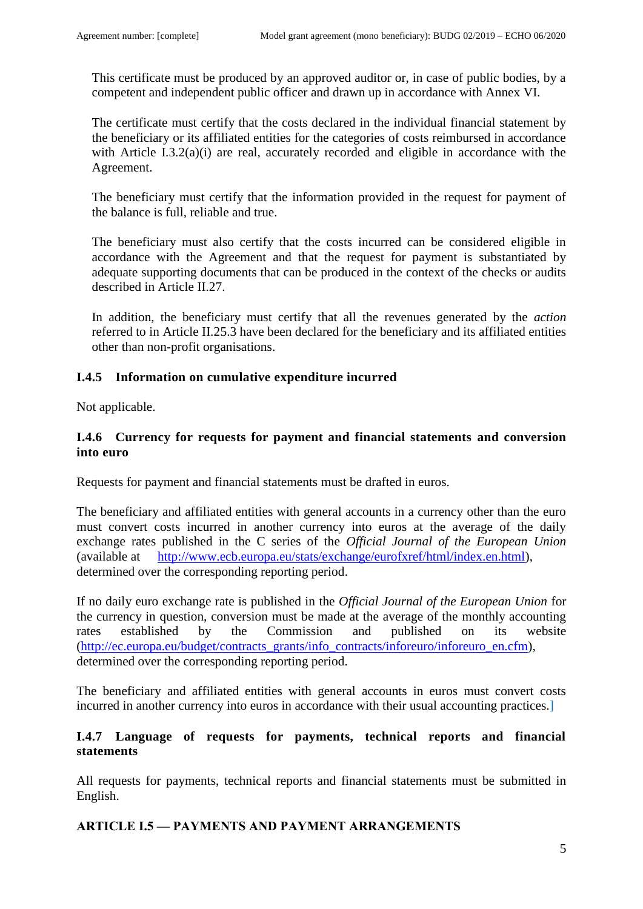This certificate must be produced by an approved auditor or, in case of public bodies, by a competent and independent public officer and drawn up in accordance with Annex VI.

The certificate must certify that the costs declared in the individual financial statement by the beneficiary or its affiliated entities for the categories of costs reimbursed in accordance with Article I.3.2(a)(i) are real, accurately recorded and eligible in accordance with the Agreement.

The beneficiary must certify that the information provided in the request for payment of the balance is full, reliable and true.

The beneficiary must also certify that the costs incurred can be considered eligible in accordance with the Agreement and that the request for payment is substantiated by adequate supporting documents that can be produced in the context of the checks or audits described in Article II.27.

In addition, the beneficiary must certify that all the revenues generated by the *action* referred to in Article II.25.3 have been declared for the beneficiary and its affiliated entities other than non-profit organisations.

### I.4.5 Information on cumulative expenditure incurred

Not applicable.

### I.4.6 Currency for requests for payment and financial statements and conversion into euro

Requests for payment and financial statements must be drafted in euros.

The beneficiary and affiliated entities with general accounts in a currency other than the euro must convert costs incurred in another currency into euros at the average of the daily exchange rates published in the C series of the *Official Journal of the European Union* (available at http://www.ecb.europa.eu/stats/exchange/eurofxref/html/index.en.html), determined over the corresponding reporting period.

If no daily euro exchange rate is published in the *Official Journal of the European Union* for the currency in question, conversion must be made at the average of the monthly accounting rates established by the Commission and published on its website (http://ec.europa.eu/budget/contracts_grants/info_contracts/inforeuro/inforeuro_en.cfm), determined over the corresponding reporting period.

The beneficiary and affiliated entities with general accounts in euros must convert costs incurred in another currency into euros in accordance with their usual accounting practices.]

### I.4.7 Language of requests for payments, technical reports and financial statements

All requests for payments, technical reports and financial statements must be submitted in English.

## ARTICLE I.5 — PAYMENTS AND PAYMENT ARRANGEMENTS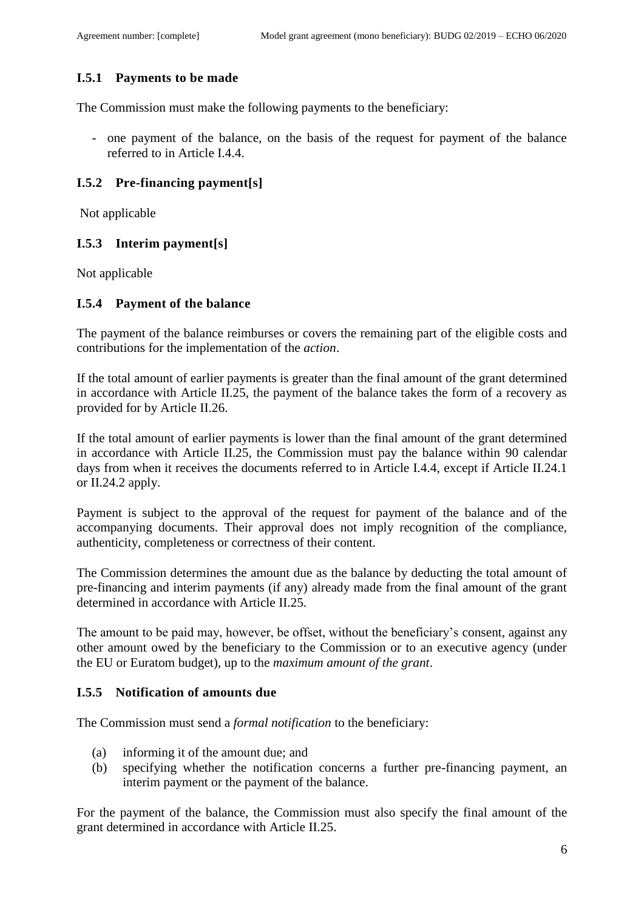### I.5.1 Payments to be made

The Commission must make the following payments to the beneficiary:

- one payment of the balance, on the basis of the request for payment of the balance referred to in Article I.4.4.

### I.5.2 Pre-financing payment[s]

Not applicable

### I.5.3 Interim payment[s]

Not applicable

### I.5.4 Payment of the balance

The payment of the balance reimburses or covers the remaining part of the eligible costs and contributions for the implementation of the *action*.

If the total amount of earlier payments is greater than the final amount of the grant determined in accordance with Article II.25, the payment of the balance takes the form of a recovery as provided for by Article II.26.

If the total amount of earlier payments is lower than the final amount of the grant determined in accordance with Article II.25, the Commission must pay the balance within 90 calendar days from when it receives the documents referred to in Article I.4.4, except if Article II.24.1 or II.24.2 apply.

Payment is subject to the approval of the request for payment of the balance and of the accompanying documents. Their approval does not imply recognition of the compliance, authenticity, completeness or correctness of their content.

The Commission determines the amount due as the balance by deducting the total amount of pre-financing and interim payments (if any) already made from the final amount of the grant determined in accordance with Article II.25.

The amount to be paid may, however, be offset, without the beneficiary's consent, against any other amount owed by the beneficiary to the Commission or to an executive agency (under the EU or Euratom budget), up to the *maximum amount of the grant*.

### I.5.5 Notification of amounts due

The Commission must send a *formal notification* to the beneficiary:

(a) informing it of the amount due; and
(b) specifying whether the notification concerns a further pre-financing payment, an interim payment or the payment of the balance.

For the payment of the balance, the Commission must also specify the final amount of the grant determined in accordance with Article II.25.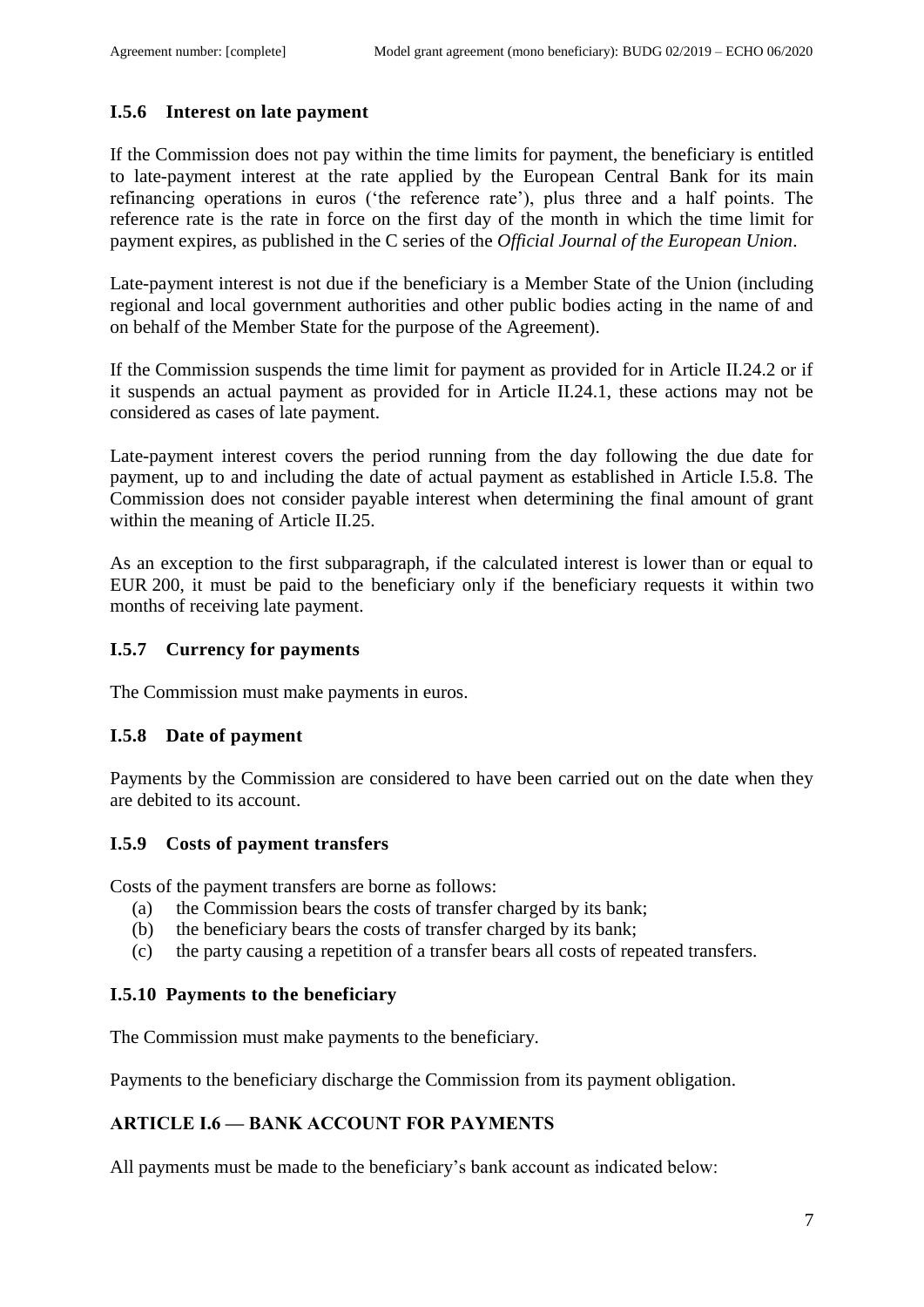### I.5.6 Interest on late payment

If the Commission does not pay within the time limits for payment, the beneficiary is entitled to late-payment interest at the rate applied by the European Central Bank for its main refinancing operations in euros ('the reference rate'), plus three and a half points. The reference rate is the rate in force on the first day of the month in which the time limit for payment expires, as published in the C series of the *Official Journal of the European Union*.

Late-payment interest is not due if the beneficiary is a Member State of the Union (including regional and local government authorities and other public bodies acting in the name of and on behalf of the Member State for the purpose of the Agreement).

If the Commission suspends the time limit for payment as provided for in Article II.24.2 or if it suspends an actual payment as provided for in Article II.24.1, these actions may not be considered as cases of late payment.

Late-payment interest covers the period running from the day following the due date for payment, up to and including the date of actual payment as established in Article I.5.8. The Commission does not consider payable interest when determining the final amount of grant within the meaning of Article II.25.

As an exception to the first subparagraph, if the calculated interest is lower than or equal to EUR 200, it must be paid to the beneficiary only if the beneficiary requests it within two months of receiving late payment.

### I.5.7 Currency for payments

The Commission must make payments in euros.

### I.5.8 Date of payment

Payments by the Commission are considered to have been carried out on the date when they are debited to its account.

### I.5.9 Costs of payment transfers

Costs of the payment transfers are borne as follows:

(a) the Commission bears the costs of transfer charged by its bank;
(b) the beneficiary bears the costs of transfer charged by its bank;
(c) the party causing a repetition of a transfer bears all costs of repeated transfers.

### I.5.10 Payments to the beneficiary

The Commission must make payments to the beneficiary.

Payments to the beneficiary discharge the Commission from its payment obligation.

## ARTICLE I.6 — BANK ACCOUNT FOR PAYMENTS

All payments must be made to the beneficiary's bank account as indicated below: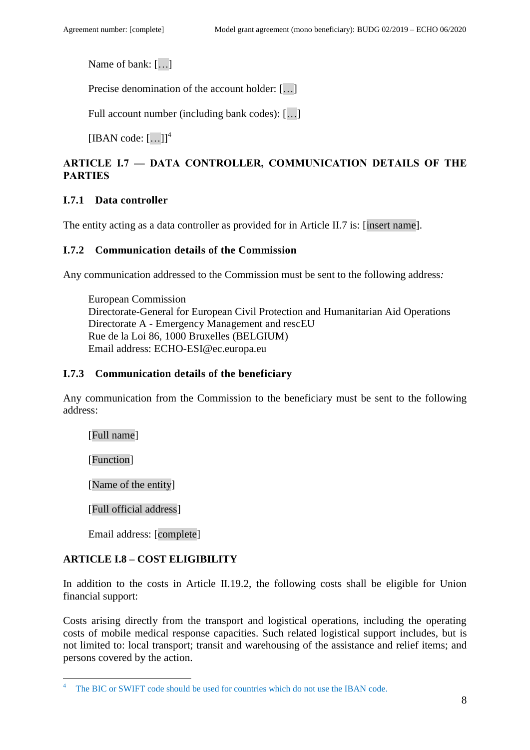Name of bank: […]

Precise denomination of the account holder: […]

Full account number (including bank codes): […]

[IBAN code: […]][4]

## ARTICLE I.7 — DATA CONTROLLER, COMMUNICATION DETAILS OF THE PARTIES

### I.7.1 Data controller

The entity acting as a data controller as provided for in Article II.7 is: [insert name].

### I.7.2 Communication details of the Commission

Any communication addressed to the Commission must be sent to the following address:

European Commission
Directorate-General for European Civil Protection and Humanitarian Aid Operations
Directorate A - Emergency Management and rescEU
Rue de la Loi 86, 1000 Bruxelles (BELGIUM)
Email address: ECHO-ESI@ec.europa.eu

### I.7.3 Communication details of the beneficiary

Any communication from the Commission to the beneficiary must be sent to the following address:

[Full name]

[Function]

[Name of the entity]

[Full official address]

Email address: [complete]

## ARTICLE I.8 – COST ELIGIBILITY

In addition to the costs in Article II.19.2, the following costs shall be eligible for Union financial support:

Costs arising directly from the transport and logistical operations, including the operating costs of mobile medical response capacities. Such related logistical support includes, but is not limited to: local transport; transit and warehousing of the assistance and relief items; and persons covered by the action.

---

[4] The BIC or SWIFT code should be used for countries which do not use the IBAN code.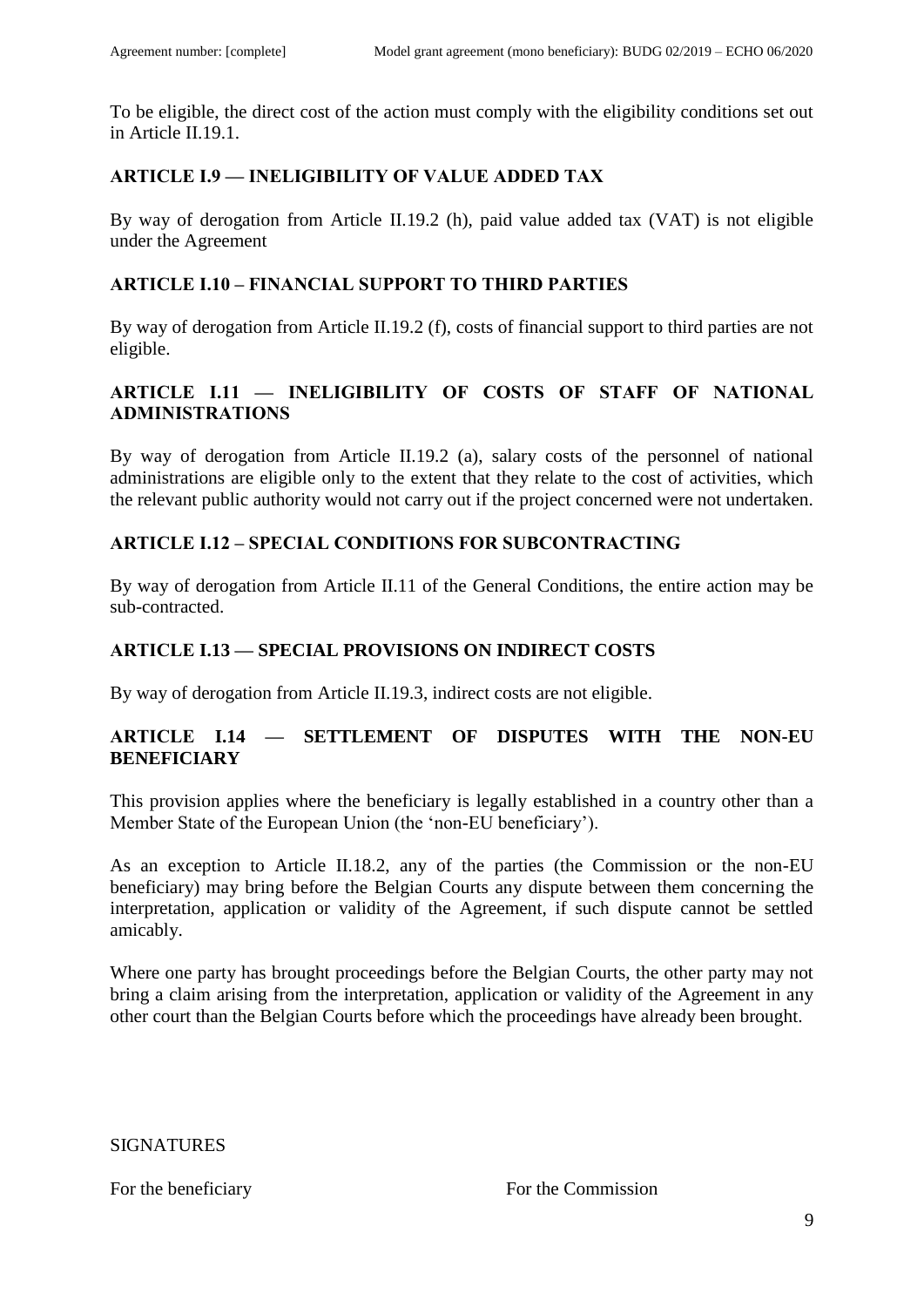To be eligible, the direct cost of the action must comply with the eligibility conditions set out in Article II.19.1.

### ARTICLE I.9 — INELIGIBILITY OF VALUE ADDED TAX

By way of derogation from Article II.19.2 (h), paid value added tax (VAT) is not eligible under the Agreement

### ARTICLE I.10 – FINANCIAL SUPPORT TO THIRD PARTIES

By way of derogation from Article II.19.2 (f), costs of financial support to third parties are not eligible.

### ARTICLE I.11 — INELIGIBILITY OF COSTS OF STAFF OF NATIONAL ADMINISTRATIONS

By way of derogation from Article II.19.2 (a), salary costs of the personnel of national administrations are eligible only to the extent that they relate to the cost of activities, which the relevant public authority would not carry out if the project concerned were not undertaken.

### ARTICLE I.12 – SPECIAL CONDITIONS FOR SUBCONTRACTING

By way of derogation from Article II.11 of the General Conditions, the entire action may be sub-contracted.

### ARTICLE I.13 — SPECIAL PROVISIONS ON INDIRECT COSTS

By way of derogation from Article II.19.3, indirect costs are not eligible.

### ARTICLE I.14 — SETTLEMENT OF DISPUTES WITH THE NON-EU BENEFICIARY

This provision applies where the beneficiary is legally established in a country other than a Member State of the European Union (the 'non-EU beneficiary').

As an exception to Article II.18.2, any of the parties (the Commission or the non-EU beneficiary) may bring before the Belgian Courts any dispute between them concerning the interpretation, application or validity of the Agreement, if such dispute cannot be settled amicably.

Where one party has brought proceedings before the Belgian Courts, the other party may not bring a claim arising from the interpretation, application or validity of the Agreement in any other court than the Belgian Courts before which the proceedings have already been brought.

SIGNATURES

For the beneficiary | For the Commission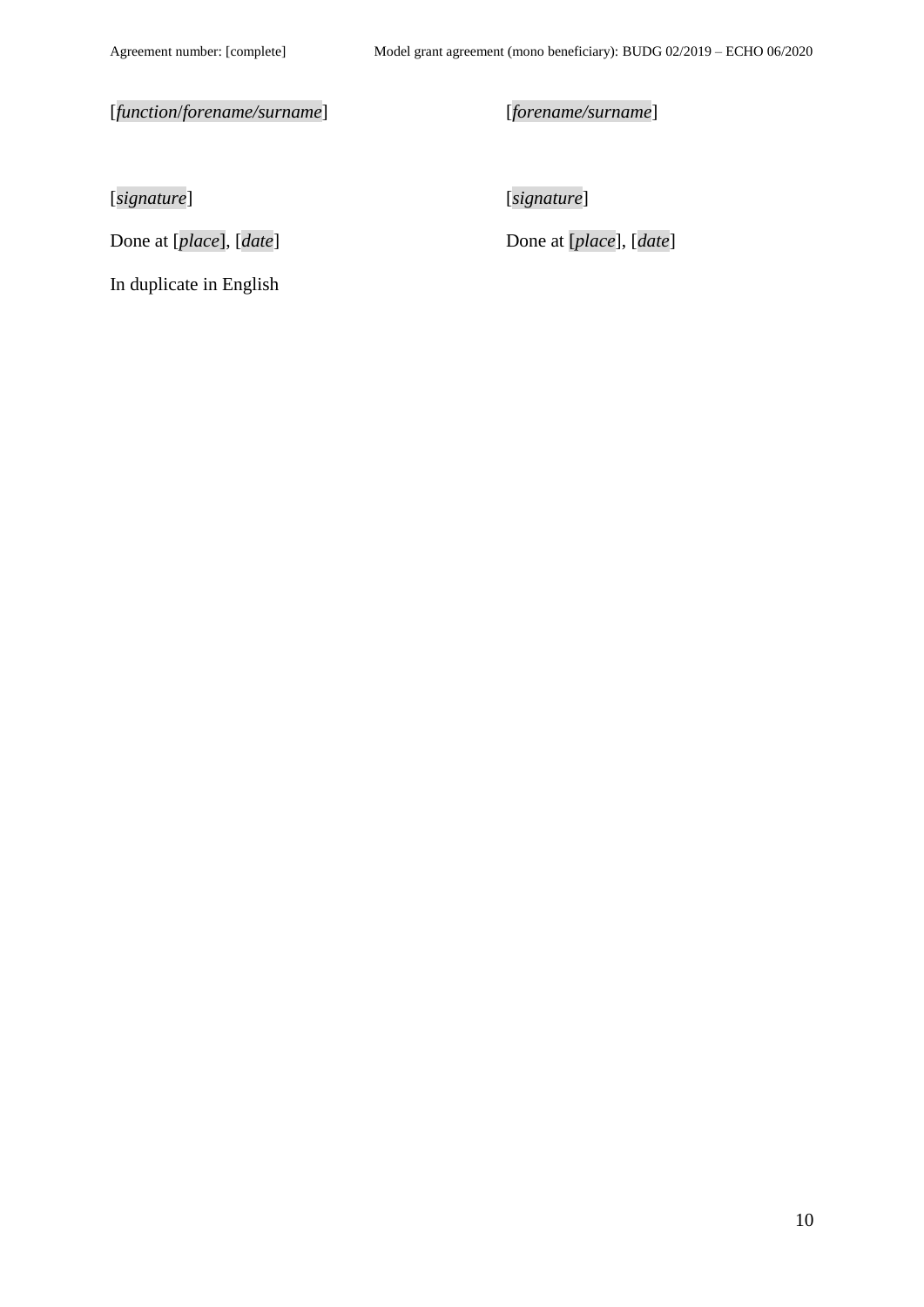| | |
|---|---|
| [*function*/*forename/surname*] | [*forename/surname*] |
| [*signature*] | [*signature*] |
| Done at [*place*], [*date*] | Done at [*place*], [*date*] |

In duplicate in English